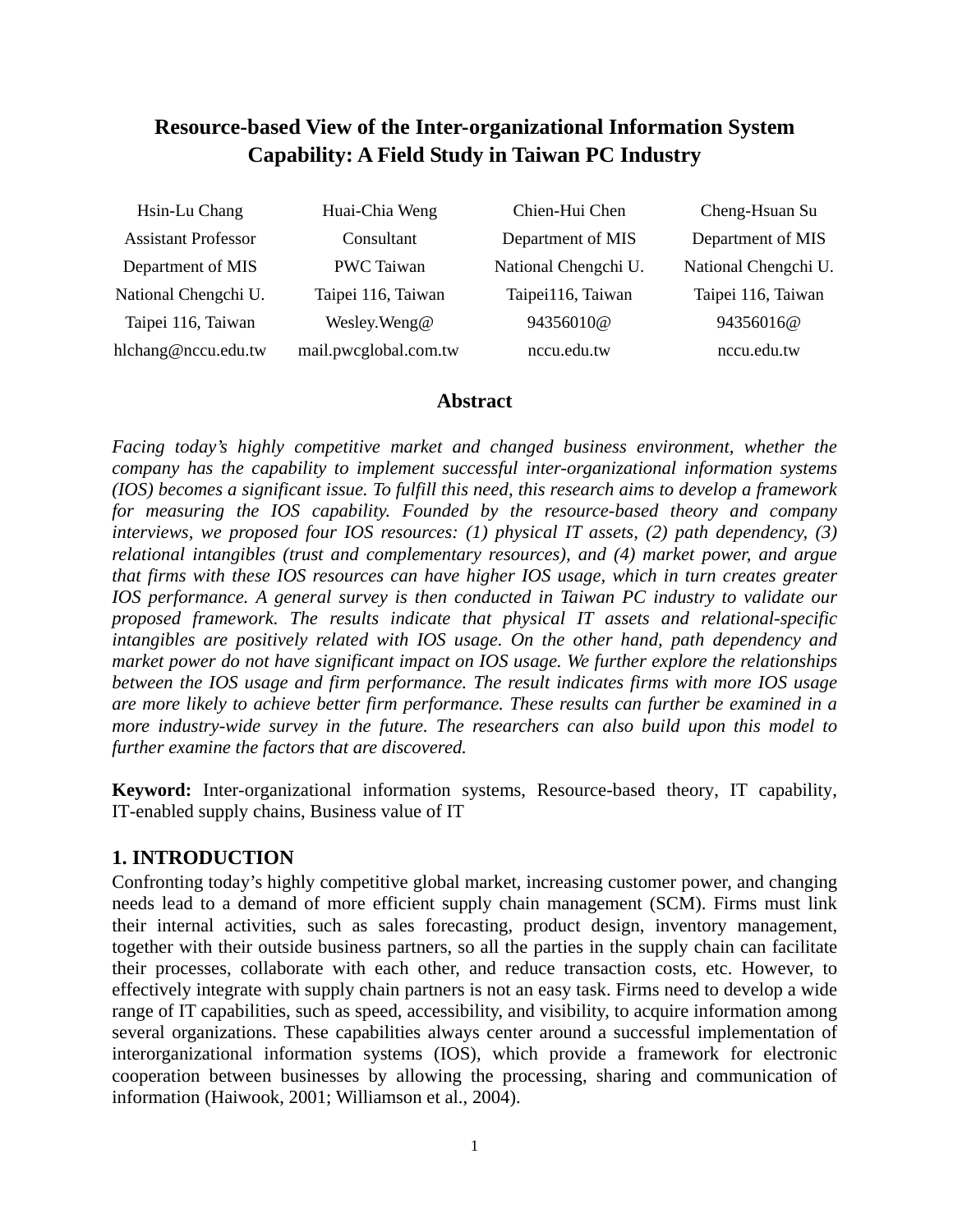# Resource-based View of the Inter-organizational Information System Capability: A Field Study in Taiwan PC Industry

| Hsin-Lu Chang | Huai-Chia Weng | Chien-Hui Chen | Cheng-Hsuan Su |
|---|---|---|---|
| Assistant Professor | Consultant | Department of MIS | Department of MIS |
| Department of MIS | PWC Taiwan | National Chengchi U. | National Chengchi U. |
| National Chengchi U. | Taipei 116, Taiwan | Taipei116, Taiwan | Taipei 116, Taiwan |
| Taipei 116, Taiwan | Wesley.Weng@ | 94356010@ | 94356016@ |
| hlchang@nccu.edu.tw | mail.pwcglobal.com.tw | nccu.edu.tw | nccu.edu.tw |

## Abstract

*Facing today's highly competitive market and changed business environment, whether the company has the capability to implement successful inter-organizational information systems (IOS) becomes a significant issue. To fulfill this need, this research aims to develop a framework for measuring the IOS capability. Founded by the resource-based theory and company interviews, we proposed four IOS resources: (1) physical IT assets, (2) path dependency, (3) relational intangibles (trust and complementary resources), and (4) market power, and argue that firms with these IOS resources can have higher IOS usage, which in turn creates greater IOS performance. A general survey is then conducted in Taiwan PC industry to validate our proposed framework. The results indicate that physical IT assets and relational-specific intangibles are positively related with IOS usage. On the other hand, path dependency and market power do not have significant impact on IOS usage. We further explore the relationships between the IOS usage and firm performance. The result indicates firms with more IOS usage are more likely to achieve better firm performance. These results can further be examined in a more industry-wide survey in the future. The researchers can also build upon this model to further examine the factors that are discovered.*

**Keyword:** Inter-organizational information systems, Resource-based theory, IT capability, IT-enabled supply chains, Business value of IT

## 1. INTRODUCTION

Confronting today's highly competitive global market, increasing customer power, and changing needs lead to a demand of more efficient supply chain management (SCM). Firms must link their internal activities, such as sales forecasting, product design, inventory management, together with their outside business partners, so all the parties in the supply chain can facilitate their processes, collaborate with each other, and reduce transaction costs, etc. However, to effectively integrate with supply chain partners is not an easy task. Firms need to develop a wide range of IT capabilities, such as speed, accessibility, and visibility, to acquire information among several organizations. These capabilities always center around a successful implementation of interorganizational information systems (IOS), which provide a framework for electronic cooperation between businesses by allowing the processing, sharing and communication of information (Haiwook, 2001; Williamson et al., 2004).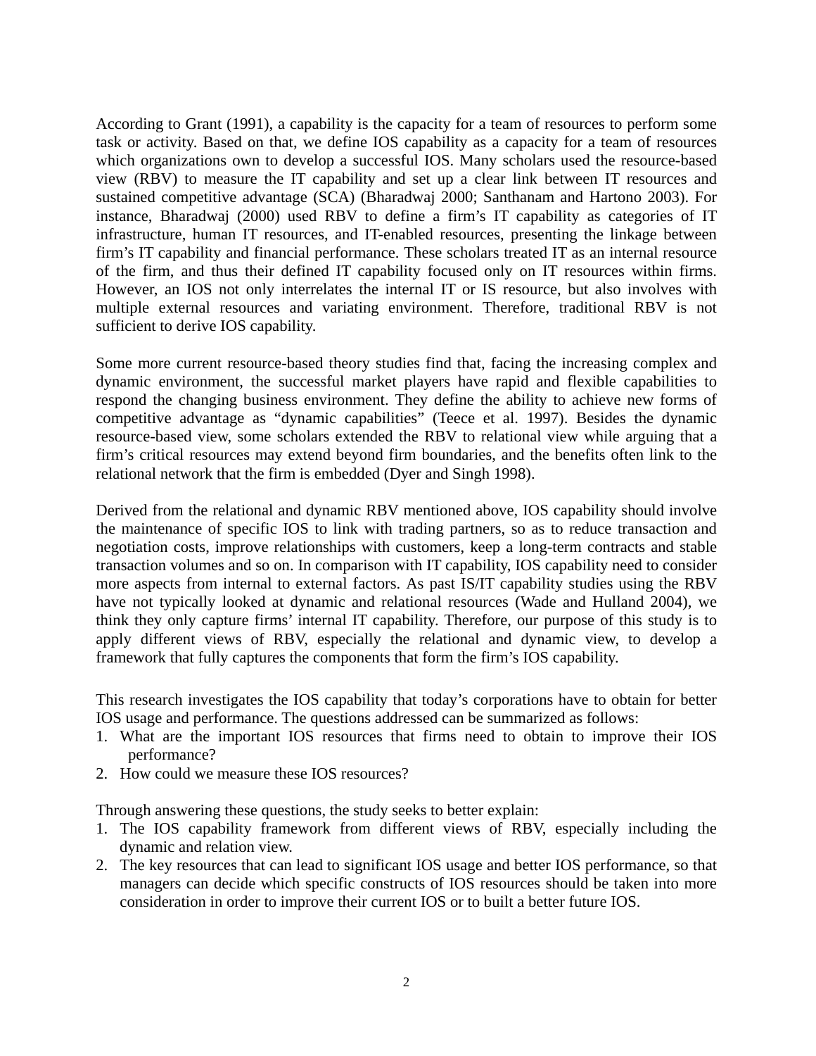According to Grant (1991), a capability is the capacity for a team of resources to perform some task or activity. Based on that, we define IOS capability as a capacity for a team of resources which organizations own to develop a successful IOS. Many scholars used the resource-based view (RBV) to measure the IT capability and set up a clear link between IT resources and sustained competitive advantage (SCA) (Bharadwaj 2000; Santhanam and Hartono 2003). For instance, Bharadwaj (2000) used RBV to define a firm's IT capability as categories of IT infrastructure, human IT resources, and IT-enabled resources, presenting the linkage between firm's IT capability and financial performance. These scholars treated IT as an internal resource of the firm, and thus their defined IT capability focused only on IT resources within firms. However, an IOS not only interrelates the internal IT or IS resource, but also involves with multiple external resources and variating environment. Therefore, traditional RBV is not sufficient to derive IOS capability.

Some more current resource-based theory studies find that, facing the increasing complex and dynamic environment, the successful market players have rapid and flexible capabilities to respond the changing business environment. They define the ability to achieve new forms of competitive advantage as "dynamic capabilities" (Teece et al. 1997). Besides the dynamic resource-based view, some scholars extended the RBV to relational view while arguing that a firm's critical resources may extend beyond firm boundaries, and the benefits often link to the relational network that the firm is embedded (Dyer and Singh 1998).

Derived from the relational and dynamic RBV mentioned above, IOS capability should involve the maintenance of specific IOS to link with trading partners, so as to reduce transaction and negotiation costs, improve relationships with customers, keep a long-term contracts and stable transaction volumes and so on. In comparison with IT capability, IOS capability need to consider more aspects from internal to external factors. As past IS/IT capability studies using the RBV have not typically looked at dynamic and relational resources (Wade and Hulland 2004), we think they only capture firms' internal IT capability. Therefore, our purpose of this study is to apply different views of RBV, especially the relational and dynamic view, to develop a framework that fully captures the components that form the firm's IOS capability.

This research investigates the IOS capability that today's corporations have to obtain for better IOS usage and performance. The questions addressed can be summarized as follows:

1. What are the important IOS resources that firms need to obtain to improve their IOS performance?
2. How could we measure these IOS resources?

Through answering these questions, the study seeks to better explain:

1. The IOS capability framework from different views of RBV, especially including the dynamic and relation view.
2. The key resources that can lead to significant IOS usage and better IOS performance, so that managers can decide which specific constructs of IOS resources should be taken into more consideration in order to improve their current IOS or to built a better future IOS.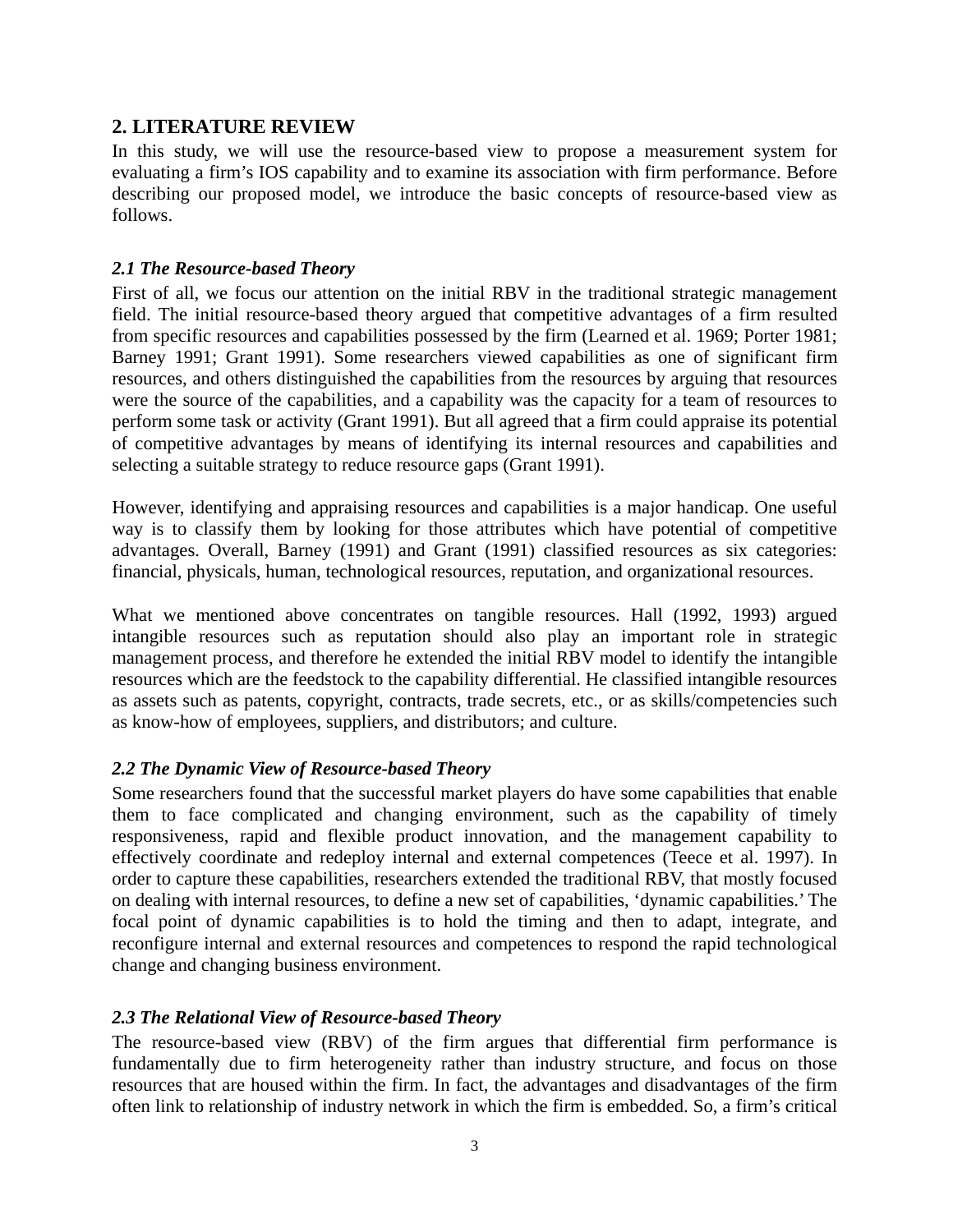## 2. LITERATURE REVIEW

In this study, we will use the resource-based view to propose a measurement system for evaluating a firm's IOS capability and to examine its association with firm performance. Before describing our proposed model, we introduce the basic concepts of resource-based view as follows.

### *2.1 The Resource-based Theory*

First of all, we focus our attention on the initial RBV in the traditional strategic management field. The initial resource-based theory argued that competitive advantages of a firm resulted from specific resources and capabilities possessed by the firm (Learned et al. 1969; Porter 1981; Barney 1991; Grant 1991). Some researchers viewed capabilities as one of significant firm resources, and others distinguished the capabilities from the resources by arguing that resources were the source of the capabilities, and a capability was the capacity for a team of resources to perform some task or activity (Grant 1991). But all agreed that a firm could appraise its potential of competitive advantages by means of identifying its internal resources and capabilities and selecting a suitable strategy to reduce resource gaps (Grant 1991).

However, identifying and appraising resources and capabilities is a major handicap. One useful way is to classify them by looking for those attributes which have potential of competitive advantages. Overall, Barney (1991) and Grant (1991) classified resources as six categories: financial, physicals, human, technological resources, reputation, and organizational resources.

What we mentioned above concentrates on tangible resources. Hall (1992, 1993) argued intangible resources such as reputation should also play an important role in strategic management process, and therefore he extended the initial RBV model to identify the intangible resources which are the feedstock to the capability differential. He classified intangible resources as assets such as patents, copyright, contracts, trade secrets, etc., or as skills/competencies such as know-how of employees, suppliers, and distributors; and culture.

### *2.2 The Dynamic View of Resource-based Theory*

Some researchers found that the successful market players do have some capabilities that enable them to face complicated and changing environment, such as the capability of timely responsiveness, rapid and flexible product innovation, and the management capability to effectively coordinate and redeploy internal and external competences (Teece et al. 1997). In order to capture these capabilities, researchers extended the traditional RBV, that mostly focused on dealing with internal resources, to define a new set of capabilities, 'dynamic capabilities.' The focal point of dynamic capabilities is to hold the timing and then to adapt, integrate, and reconfigure internal and external resources and competences to respond the rapid technological change and changing business environment.

### *2.3 The Relational View of Resource-based Theory*

The resource-based view (RBV) of the firm argues that differential firm performance is fundamentally due to firm heterogeneity rather than industry structure, and focus on those resources that are housed within the firm. In fact, the advantages and disadvantages of the firm often link to relationship of industry network in which the firm is embedded. So, a firm's critical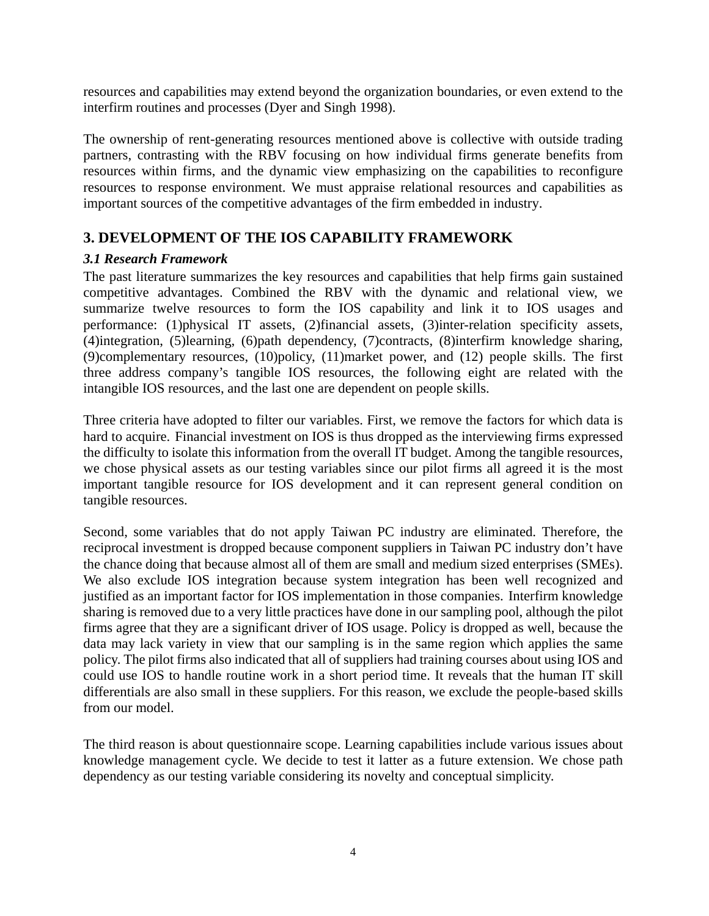resources and capabilities may extend beyond the organization boundaries, or even extend to the interfirm routines and processes (Dyer and Singh 1998).

The ownership of rent-generating resources mentioned above is collective with outside trading partners, contrasting with the RBV focusing on how individual firms generate benefits from resources within firms, and the dynamic view emphasizing on the capabilities to reconfigure resources to response environment. We must appraise relational resources and capabilities as important sources of the competitive advantages of the firm embedded in industry.

## 3. DEVELOPMENT OF THE IOS CAPABILITY FRAMEWORK

### *3.1 Research Framework*

The past literature summarizes the key resources and capabilities that help firms gain sustained competitive advantages. Combined the RBV with the dynamic and relational view, we summarize twelve resources to form the IOS capability and link it to IOS usages and performance: (1)physical IT assets, (2)financial assets, (3)inter-relation specificity assets, (4)integration, (5)learning, (6)path dependency, (7)contracts, (8)interfirm knowledge sharing, (9)complementary resources, (10)policy, (11)market power, and (12) people skills. The first three address company's tangible IOS resources, the following eight are related with the intangible IOS resources, and the last one are dependent on people skills.

Three criteria have adopted to filter our variables. First, we remove the factors for which data is hard to acquire. Financial investment on IOS is thus dropped as the interviewing firms expressed the difficulty to isolate this information from the overall IT budget. Among the tangible resources, we chose physical assets as our testing variables since our pilot firms all agreed it is the most important tangible resource for IOS development and it can represent general condition on tangible resources.

Second, some variables that do not apply Taiwan PC industry are eliminated. Therefore, the reciprocal investment is dropped because component suppliers in Taiwan PC industry don't have the chance doing that because almost all of them are small and medium sized enterprises (SMEs). We also exclude IOS integration because system integration has been well recognized and justified as an important factor for IOS implementation in those companies. Interfirm knowledge sharing is removed due to a very little practices have done in our sampling pool, although the pilot firms agree that they are a significant driver of IOS usage. Policy is dropped as well, because the data may lack variety in view that our sampling is in the same region which applies the same policy. The pilot firms also indicated that all of suppliers had training courses about using IOS and could use IOS to handle routine work in a short period time. It reveals that the human IT skill differentials are also small in these suppliers. For this reason, we exclude the people-based skills from our model.

The third reason is about questionnaire scope. Learning capabilities include various issues about knowledge management cycle. We decide to test it latter as a future extension. We chose path dependency as our testing variable considering its novelty and conceptual simplicity.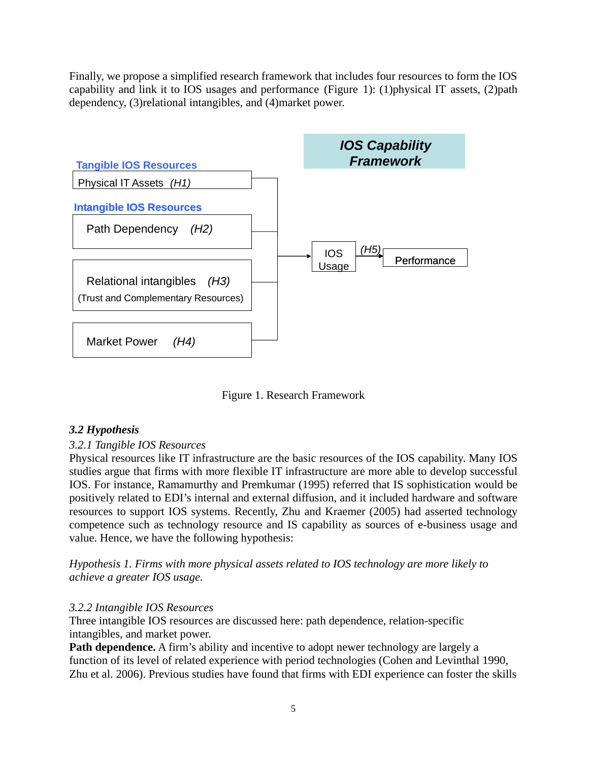Finally, we propose a simplified research framework that includes four resources to form the IOS capability and link it to IOS usages and performance (Figure 1): (1)physical IT assets, (2)path dependency, (3)relational intangibles, and (4)market power.

Figure 1. Research Framework

### *3.2 Hypothesis*

*3.2.1 Tangible IOS Resources*

Physical resources like IT infrastructure are the basic resources of the IOS capability. Many IOS studies argue that firms with more flexible IT infrastructure are more able to develop successful IOS. For instance, Ramamurthy and Premkumar (1995) referred that IS sophistication would be positively related to EDI's internal and external diffusion, and it included hardware and software resources to support IOS systems. Recently, Zhu and Kraemer (2005) had asserted technology competence such as technology resource and IS capability as sources of e-business usage and value. Hence, we have the following hypothesis:

*Hypothesis 1. Firms with more physical assets related to IOS technology are more likely to achieve a greater IOS usage.*

*3.2.2 Intangible IOS Resources*

Three intangible IOS resources are discussed here: path dependence, relation-specific intangibles, and market power.

**Path dependence.** A firm's ability and incentive to adopt newer technology are largely a function of its level of related experience with period technologies (Cohen and Levinthal 1990, Zhu et al. 2006). Previous studies have found that firms with EDI experience can foster the skills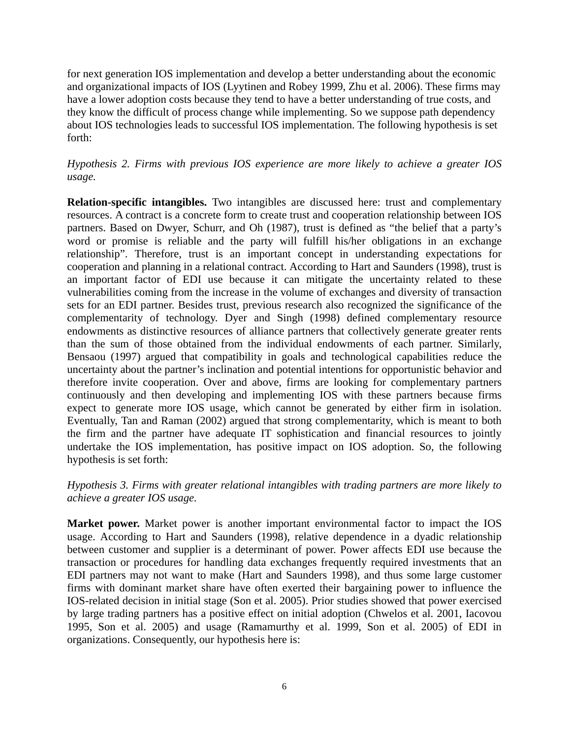for next generation IOS implementation and develop a better understanding about the economic and organizational impacts of IOS (Lyytinen and Robey 1999, Zhu et al. 2006). These firms may have a lower adoption costs because they tend to have a better understanding of true costs, and they know the difficult of process change while implementing. So we suppose path dependency about IOS technologies leads to successful IOS implementation. The following hypothesis is set forth:

*Hypothesis 2. Firms with previous IOS experience are more likely to achieve a greater IOS usage.*

**Relation-specific intangibles.** Two intangibles are discussed here: trust and complementary resources. A contract is a concrete form to create trust and cooperation relationship between IOS partners. Based on Dwyer, Schurr, and Oh (1987), trust is defined as "the belief that a party's word or promise is reliable and the party will fulfill his/her obligations in an exchange relationship". Therefore, trust is an important concept in understanding expectations for cooperation and planning in a relational contract. According to Hart and Saunders (1998), trust is an important factor of EDI use because it can mitigate the uncertainty related to these vulnerabilities coming from the increase in the volume of exchanges and diversity of transaction sets for an EDI partner. Besides trust, previous research also recognized the significance of the complementarity of technology. Dyer and Singh (1998) defined complementary resource endowments as distinctive resources of alliance partners that collectively generate greater rents than the sum of those obtained from the individual endowments of each partner. Similarly, Bensaou (1997) argued that compatibility in goals and technological capabilities reduce the uncertainty about the partner's inclination and potential intentions for opportunistic behavior and therefore invite cooperation. Over and above, firms are looking for complementary partners continuously and then developing and implementing IOS with these partners because firms expect to generate more IOS usage, which cannot be generated by either firm in isolation. Eventually, Tan and Raman (2002) argued that strong complementarity, which is meant to both the firm and the partner have adequate IT sophistication and financial resources to jointly undertake the IOS implementation, has positive impact on IOS adoption. So, the following hypothesis is set forth:

*Hypothesis 3. Firms with greater relational intangibles with trading partners are more likely to achieve a greater IOS usage.*

**Market power.** Market power is another important environmental factor to impact the IOS usage. According to Hart and Saunders (1998), relative dependence in a dyadic relationship between customer and supplier is a determinant of power. Power affects EDI use because the transaction or procedures for handling data exchanges frequently required investments that an EDI partners may not want to make (Hart and Saunders 1998), and thus some large customer firms with dominant market share have often exerted their bargaining power to influence the IOS-related decision in initial stage (Son et al. 2005). Prior studies showed that power exercised by large trading partners has a positive effect on initial adoption (Chwelos et al. 2001, Iacovou 1995, Son et al. 2005) and usage (Ramamurthy et al. 1999, Son et al. 2005) of EDI in organizations. Consequently, our hypothesis here is: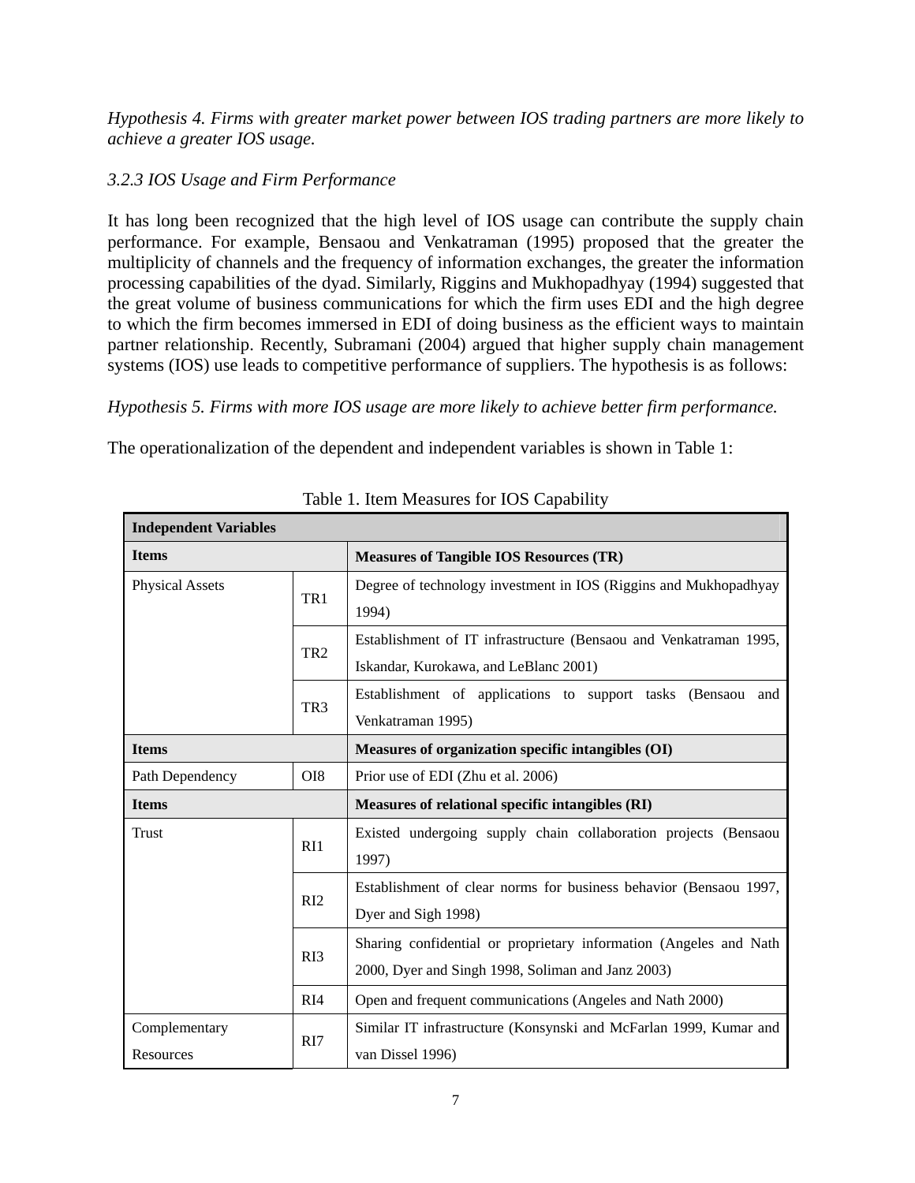*Hypothesis 4. Firms with greater market power between IOS trading partners are more likely to achieve a greater IOS usage.*

### *3.2.3 IOS Usage and Firm Performance*

It has long been recognized that the high level of IOS usage can contribute the supply chain performance. For example, Bensaou and Venkatraman (1995) proposed that the greater the multiplicity of channels and the frequency of information exchanges, the greater the information processing capabilities of the dyad. Similarly, Riggins and Mukhopadhyay (1994) suggested that the great volume of business communications for which the firm uses EDI and the high degree to which the firm becomes immersed in EDI of doing business as the efficient ways to maintain partner relationship. Recently, Subramani (2004) argued that higher supply chain management systems (IOS) use leads to competitive performance of suppliers. The hypothesis is as follows:

*Hypothesis 5. Firms with more IOS usage are more likely to achieve better firm performance.*

The operationalization of the dependent and independent variables is shown in Table 1:

Table 1. Item Measures for IOS Capability

| **Independent Variables** | | |
|---|---|---|
| **Items** | | **Measures of Tangible IOS Resources (TR)** |
| Physical Assets | TR1 | Degree of technology investment in IOS (Riggins and Mukhopadhyay 1994) |
| | TR2 | Establishment of IT infrastructure (Bensaou and Venkatraman 1995, Iskandar, Kurokawa, and LeBlanc 2001) |
| | TR3 | Establishment of applications to support tasks (Bensaou and Venkatraman 1995) |
| **Items** | | **Measures of organization specific intangibles (OI)** |
| Path Dependency | OI8 | Prior use of EDI (Zhu et al. 2006) |
| **Items** | | **Measures of relational specific intangibles (RI)** |
| Trust | RI1 | Existed undergoing supply chain collaboration projects (Bensaou 1997) |
| | RI2 | Establishment of clear norms for business behavior (Bensaou 1997, Dyer and Sigh 1998) |
| | RI3 | Sharing confidential or proprietary information (Angeles and Nath 2000, Dyer and Singh 1998, Soliman and Janz 2003) |
| | RI4 | Open and frequent communications (Angeles and Nath 2000) |
| Complementary Resources | RI7 | Similar IT infrastructure (Konsynski and McFarlan 1999, Kumar and van Dissel 1996) |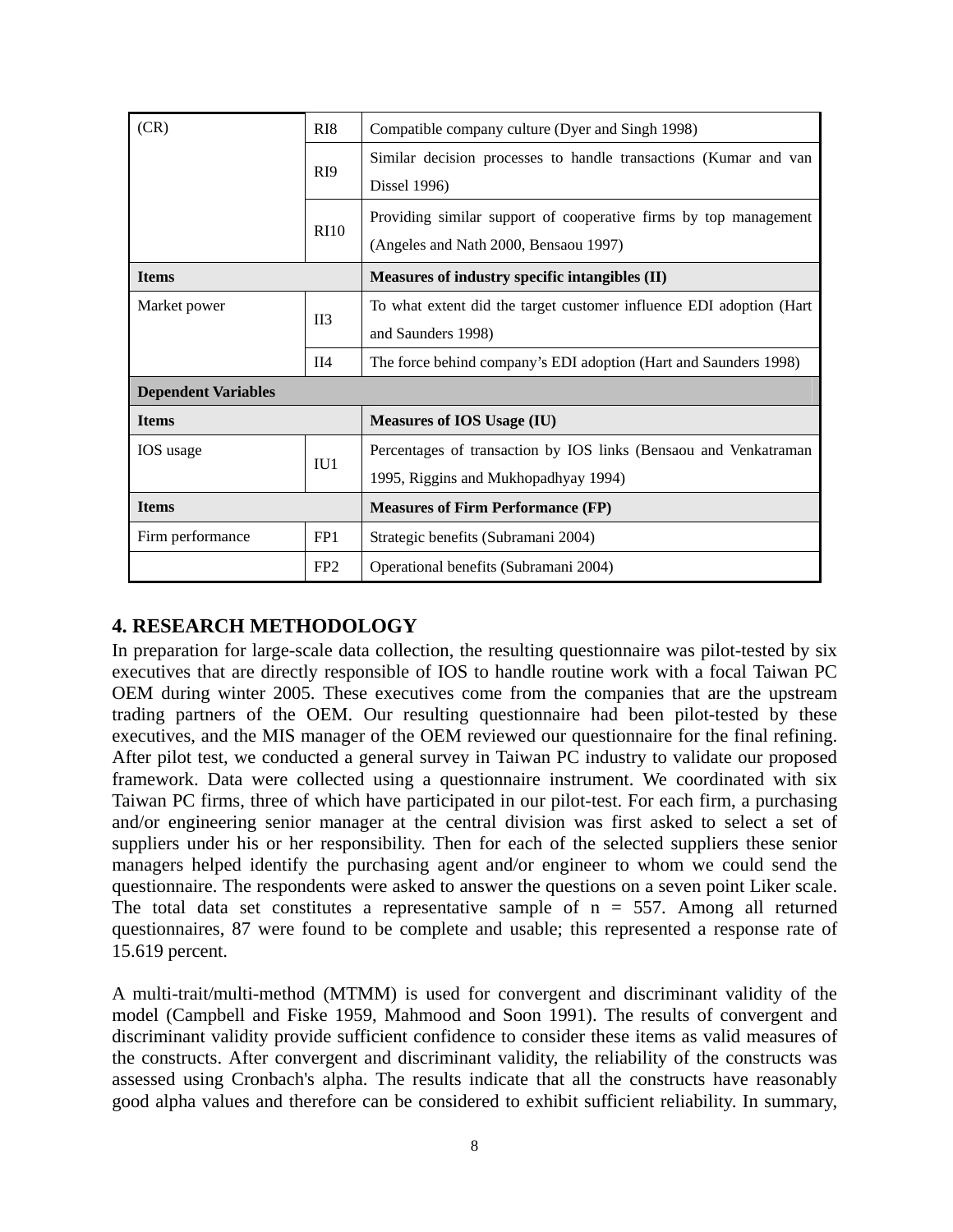| (CR) | RI8 | Compatible company culture (Dyer and Singh 1998) |
|---|---|---|
| | RI9 | Similar decision processes to handle transactions (Kumar and van Dissel 1996) |
| | RI10 | Providing similar support of cooperative firms by top management (Angeles and Nath 2000, Bensaou 1997) |
| **Items** | | **Measures of industry specific intangibles (II)** |
| Market power | II3 | To what extent did the target customer influence EDI adoption (Hart and Saunders 1998) |
| | II4 | The force behind company's EDI adoption (Hart and Saunders 1998) |
| **Dependent Variables** | | |
| **Items** | | **Measures of IOS Usage (IU)** |
| IOS usage | IU1 | Percentages of transaction by IOS links (Bensaou and Venkatraman 1995, Riggins and Mukhopadhyay 1994) |
| **Items** | | **Measures of Firm Performance (FP)** |
| Firm performance | FP1 | Strategic benefits (Subramani 2004) |
| | FP2 | Operational benefits (Subramani 2004) |

## 4. RESEARCH METHODOLOGY

In preparation for large-scale data collection, the resulting questionnaire was pilot-tested by six executives that are directly responsible of IOS to handle routine work with a focal Taiwan PC OEM during winter 2005. These executives come from the companies that are the upstream trading partners of the OEM. Our resulting questionnaire had been pilot-tested by these executives, and the MIS manager of the OEM reviewed our questionnaire for the final refining. After pilot test, we conducted a general survey in Taiwan PC industry to validate our proposed framework. Data were collected using a questionnaire instrument. We coordinated with six Taiwan PC firms, three of which have participated in our pilot-test. For each firm, a purchasing and/or engineering senior manager at the central division was first asked to select a set of suppliers under his or her responsibility. Then for each of the selected suppliers these senior managers helped identify the purchasing agent and/or engineer to whom we could send the questionnaire. The respondents were asked to answer the questions on a seven point Liker scale. The total data set constitutes a representative sample of n = 557. Among all returned questionnaires, 87 were found to be complete and usable; this represented a response rate of 15.619 percent.

A multi-trait/multi-method (MTMM) is used for convergent and discriminant validity of the model (Campbell and Fiske 1959, Mahmood and Soon 1991). The results of convergent and discriminant validity provide sufficient confidence to consider these items as valid measures of the constructs. After convergent and discriminant validity, the reliability of the constructs was assessed using Cronbach's alpha. The results indicate that all the constructs have reasonably good alpha values and therefore can be considered to exhibit sufficient reliability. In summary,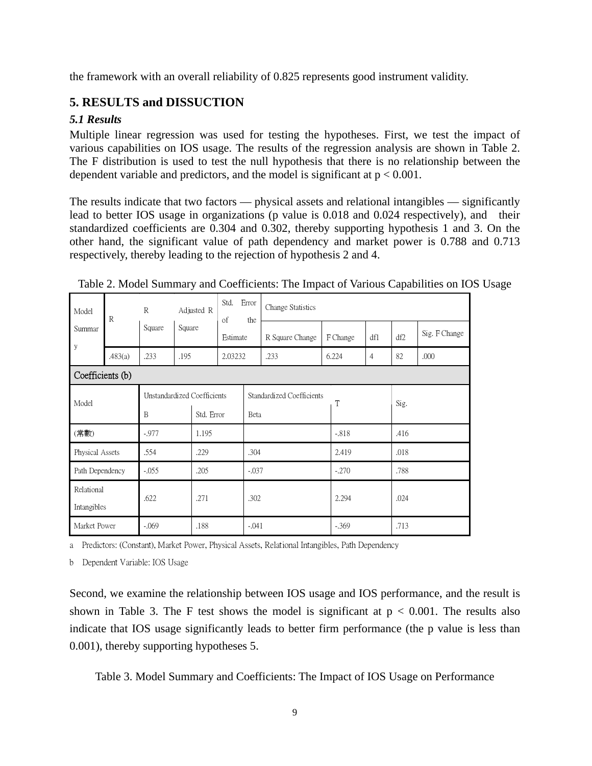the framework with an overall reliability of 0.825 represents good instrument validity.

## 5. RESULTS and DISSUCTION

### *5.1 Results*

Multiple linear regression was used for testing the hypotheses. First, we test the impact of various capabilities on IOS usage. The results of the regression analysis are shown in Table 2. The F distribution is used to test the null hypothesis that there is no relationship between the dependent variable and predictors, and the model is significant at $p < 0.001$.

The results indicate that two factors — physical assets and relational intangibles — significantly lead to better IOS usage in organizations (p value is 0.018 and 0.024 respectively), and their standardized coefficients are 0.304 and 0.302, thereby supporting hypothesis 1 and 3. On the other hand, the significant value of path dependency and market power is 0.788 and 0.713 respectively, thereby leading to the rejection of hypothesis 2 and 4.

Table 2. Model Summary and Coefficients: The Impact of Various Capabilities on IOS Usage

| Model Summary | R | R Square | Adjusted R Square | Std. Error of the Estimate | Change Statistics | | | | |
|---|---|---|---|---|---|---|---|---|---|
| | | | | | R Square Change | F Change | df1 | df2 | Sig. F Change |
| | .483(a) | .233 | .195 | 2.03232 | .233 | 6.224 | 4 | 82 | .000 |

Coefficients (b)

| Model | Unstandardized Coefficients | | Standardized Coefficients | T | Sig. |
|---|---|---|---|---|---|
| | B | Std. Error | Beta | | |
| (常數) | -.977 | 1.195 | | -.818 | .416 |
| Physical Assets | .554 | .229 | .304 | 2.419 | .018 |
| Path Dependency | -.055 | .205 | -.037 | -.270 | .788 |
| Relational Intangibles | .622 | .271 | .302 | 2.294 | .024 |
| Market Power | -.069 | .188 | -.041 | -.369 | .713 |

a Predictors: (Constant), Market Power, Physical Assets, Relational Intangibles, Path Dependency

b Dependent Variable: IOS Usage

Second, we examine the relationship between IOS usage and IOS performance, and the result is shown in Table 3. The F test shows the model is significant at $p < 0.001$. The results also indicate that IOS usage significantly leads to better firm performance (the p value is less than 0.001), thereby supporting hypotheses 5.

Table 3. Model Summary and Coefficients: The Impact of IOS Usage on Performance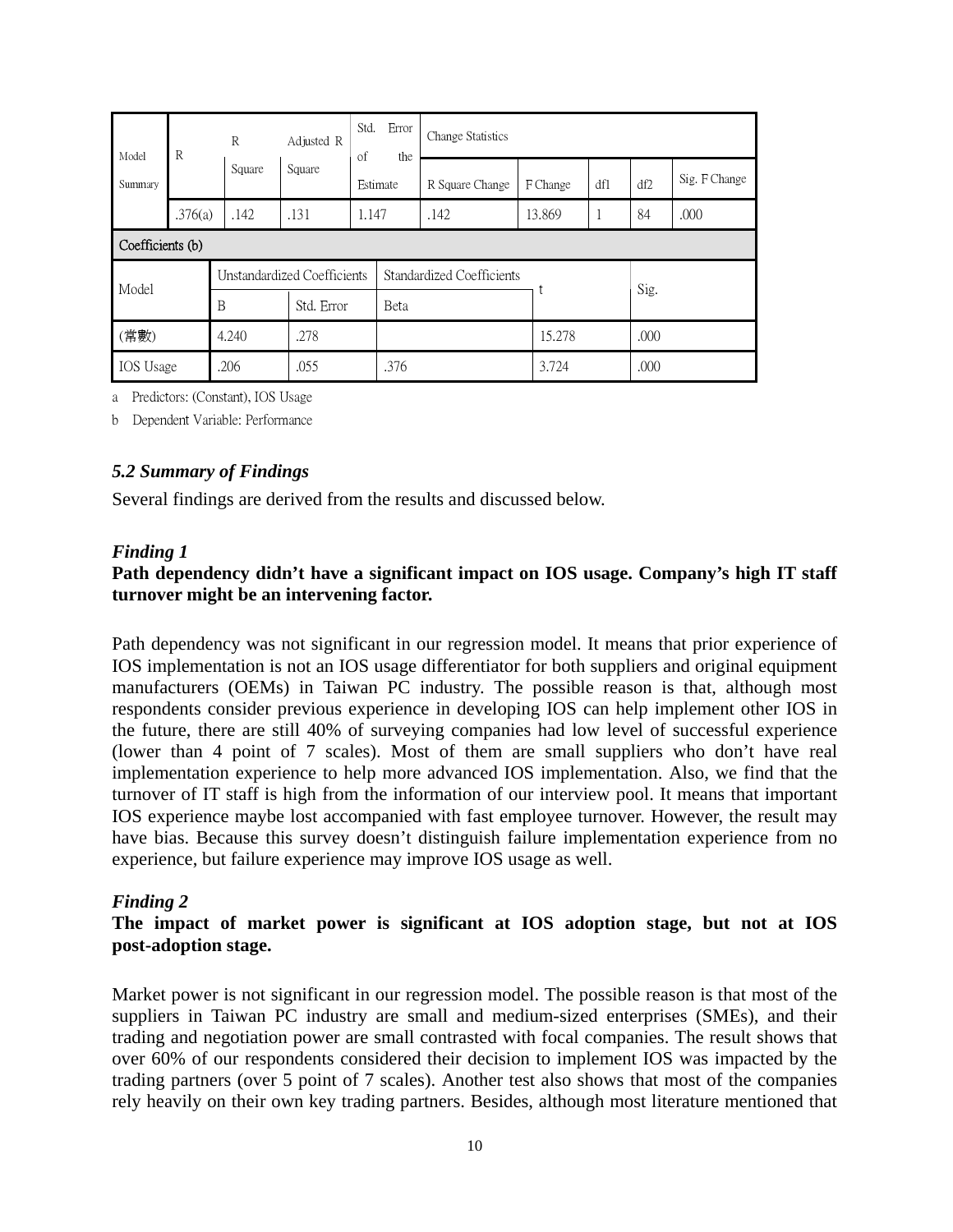| Model Summary | R | R Square | Adjusted R Square | Std. Error of the Estimate | Change Statistics | | | | |
|---|---|---|---|---|---|---|---|---|---|
| | | | | | R Square Change | F Change | df1 | df2 | Sig. F Change |
| | .376(a) | .142 | .131 | 1.147 | .142 | 13.869 | 1 | 84 | .000 |

Coefficients (b)

| Model | Unstandardized Coefficients | | Standardized Coefficients | t | Sig. |
|---|---|---|---|---|---|
| | B | Std. Error | Beta | | |
| (常數) | 4.240 | .278 | | 15.278 | .000 |
| IOS Usage | .206 | .055 | .376 | 3.724 | .000 |

a Predictors: (Constant), IOS Usage

b Dependent Variable: Performance

### *5.2 Summary of Findings*

Several findings are derived from the results and discussed below.

#### *Finding 1*

**Path dependency didn't have a significant impact on IOS usage. Company's high IT staff turnover might be an intervening factor.**

Path dependency was not significant in our regression model. It means that prior experience of IOS implementation is not an IOS usage differentiator for both suppliers and original equipment manufacturers (OEMs) in Taiwan PC industry. The possible reason is that, although most respondents consider previous experience in developing IOS can help implement other IOS in the future, there are still 40% of surveying companies had low level of successful experience (lower than 4 point of 7 scales). Most of them are small suppliers who don't have real implementation experience to help more advanced IOS implementation. Also, we find that the turnover of IT staff is high from the information of our interview pool. It means that important IOS experience maybe lost accompanied with fast employee turnover. However, the result may have bias. Because this survey doesn't distinguish failure implementation experience from no experience, but failure experience may improve IOS usage as well.

#### *Finding 2*

**The impact of market power is significant at IOS adoption stage, but not at IOS post-adoption stage.**

Market power is not significant in our regression model. The possible reason is that most of the suppliers in Taiwan PC industry are small and medium-sized enterprises (SMEs), and their trading and negotiation power are small contrasted with focal companies. The result shows that over 60% of our respondents considered their decision to implement IOS was impacted by the trading partners (over 5 point of 7 scales). Another test also shows that most of the companies rely heavily on their own key trading partners. Besides, although most literature mentioned that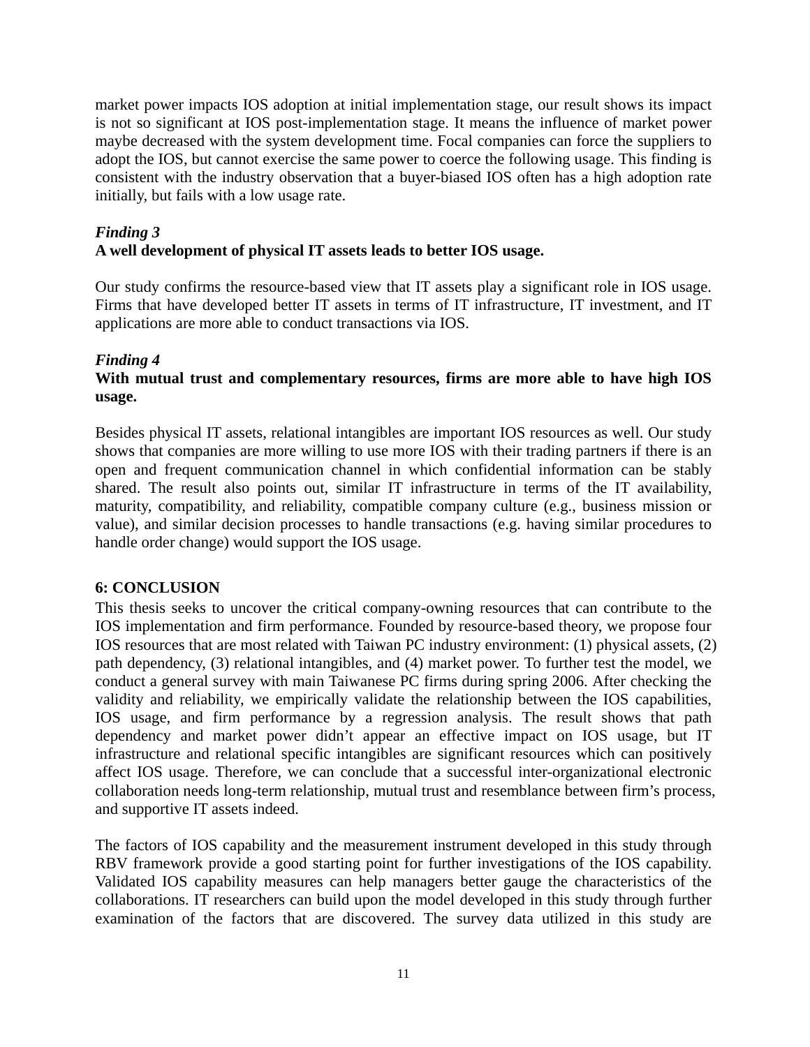market power impacts IOS adoption at initial implementation stage, our result shows its impact is not so significant at IOS post-implementation stage. It means the influence of market power maybe decreased with the system development time. Focal companies can force the suppliers to adopt the IOS, but cannot exercise the same power to coerce the following usage. This finding is consistent with the industry observation that a buyer-biased IOS often has a high adoption rate initially, but fails with a low usage rate.

### *Finding 3*

**A well development of physical IT assets leads to better IOS usage.**

Our study confirms the resource-based view that IT assets play a significant role in IOS usage. Firms that have developed better IT assets in terms of IT infrastructure, IT investment, and IT applications are more able to conduct transactions via IOS.

### *Finding 4*

**With mutual trust and complementary resources, firms are more able to have high IOS usage.**

Besides physical IT assets, relational intangibles are important IOS resources as well. Our study shows that companies are more willing to use more IOS with their trading partners if there is an open and frequent communication channel in which confidential information can be stably shared. The result also points out, similar IT infrastructure in terms of the IT availability, maturity, compatibility, and reliability, compatible company culture (e.g., business mission or value), and similar decision processes to handle transactions (e.g. having similar procedures to handle order change) would support the IOS usage.

## 6: CONCLUSION

This thesis seeks to uncover the critical company-owning resources that can contribute to the IOS implementation and firm performance. Founded by resource-based theory, we propose four IOS resources that are most related with Taiwan PC industry environment: (1) physical assets, (2) path dependency, (3) relational intangibles, and (4) market power. To further test the model, we conduct a general survey with main Taiwanese PC firms during spring 2006. After checking the validity and reliability, we empirically validate the relationship between the IOS capabilities, IOS usage, and firm performance by a regression analysis. The result shows that path dependency and market power didn't appear an effective impact on IOS usage, but IT infrastructure and relational specific intangibles are significant resources which can positively affect IOS usage. Therefore, we can conclude that a successful inter-organizational electronic collaboration needs long-term relationship, mutual trust and resemblance between firm's process, and supportive IT assets indeed.

The factors of IOS capability and the measurement instrument developed in this study through RBV framework provide a good starting point for further investigations of the IOS capability. Validated IOS capability measures can help managers better gauge the characteristics of the collaborations. IT researchers can build upon the model developed in this study through further examination of the factors that are discovered. The survey data utilized in this study are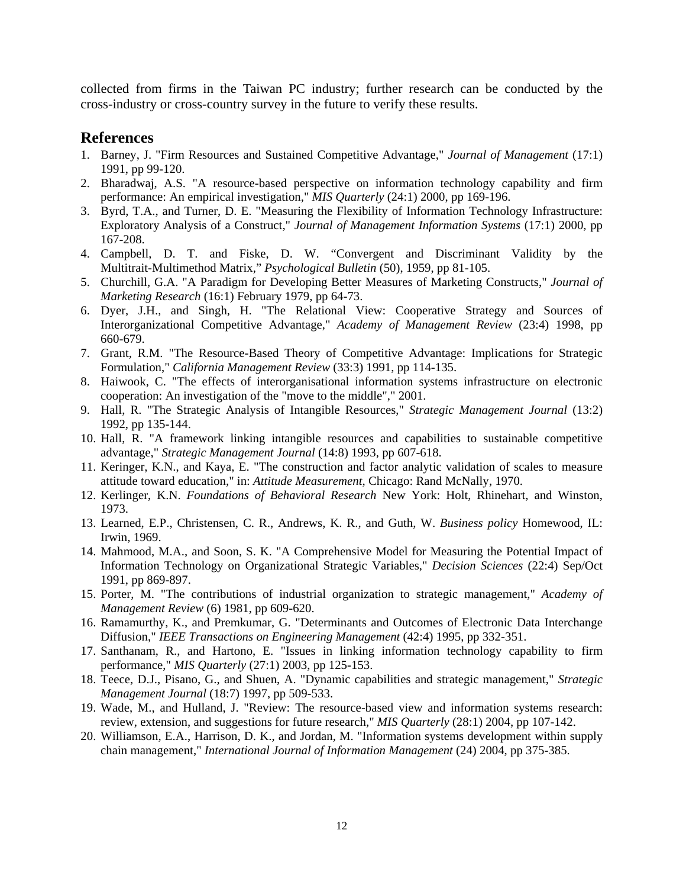collected from firms in the Taiwan PC industry; further research can be conducted by the cross-industry or cross-country survey in the future to verify these results.

## References

1. Barney, J. "Firm Resources and Sustained Competitive Advantage," *Journal of Management* (17:1) 1991, pp 99-120.
2. Bharadwaj, A.S. "A resource-based perspective on information technology capability and firm performance: An empirical investigation," *MIS Quarterly* (24:1) 2000, pp 169-196.
3. Byrd, T.A., and Turner, D. E. "Measuring the Flexibility of Information Technology Infrastructure: Exploratory Analysis of a Construct," *Journal of Management Information Systems* (17:1) 2000, pp 167-208.
4. Campbell, D. T. and Fiske, D. W. "Convergent and Discriminant Validity by the Multitrait-Multimethod Matrix," *Psychological Bulletin* (50), 1959, pp 81-105.
5. Churchill, G.A. "A Paradigm for Developing Better Measures of Marketing Constructs," *Journal of Marketing Research* (16:1) February 1979, pp 64-73.
6. Dyer, J.H., and Singh, H. "The Relational View: Cooperative Strategy and Sources of Interorganizational Competitive Advantage," *Academy of Management Review* (23:4) 1998, pp 660-679.
7. Grant, R.M. "The Resource-Based Theory of Competitive Advantage: Implications for Strategic Formulation," *California Management Review* (33:3) 1991, pp 114-135.
8. Haiwook, C. "The effects of interorganisational information systems infrastructure on electronic cooperation: An investigation of the "move to the middle"," 2001.
9. Hall, R. "The Strategic Analysis of Intangible Resources," *Strategic Management Journal* (13:2) 1992, pp 135-144.
10. Hall, R. "A framework linking intangible resources and capabilities to sustainable competitive advantage," *Strategic Management Journal* (14:8) 1993, pp 607-618.
11. Keringer, K.N., and Kaya, E. "The construction and factor analytic validation of scales to measure attitude toward education," in: *Attitude Measurement*, Chicago: Rand McNally, 1970.
12. Kerlinger, K.N. *Foundations of Behavioral Research* New York: Holt, Rhinehart, and Winston, 1973.
13. Learned, E.P., Christensen, C. R., Andrews, K. R., and Guth, W. *Business policy* Homewood, IL: Irwin, 1969.
14. Mahmood, M.A., and Soon, S. K. "A Comprehensive Model for Measuring the Potential Impact of Information Technology on Organizational Strategic Variables," *Decision Sciences* (22:4) Sep/Oct 1991, pp 869-897.
15. Porter, M. "The contributions of industrial organization to strategic management," *Academy of Management Review* (6) 1981, pp 609-620.
16. Ramamurthy, K., and Premkumar, G. "Determinants and Outcomes of Electronic Data Interchange Diffusion," *IEEE Transactions on Engineering Management* (42:4) 1995, pp 332-351.
17. Santhanam, R., and Hartono, E. "Issues in linking information technology capability to firm performance," *MIS Quarterly* (27:1) 2003, pp 125-153.
18. Teece, D.J., Pisano, G., and Shuen, A. "Dynamic capabilities and strategic management," *Strategic Management Journal* (18:7) 1997, pp 509-533.
19. Wade, M., and Hulland, J. "Review: The resource-based view and information systems research: review, extension, and suggestions for future research," *MIS Quarterly* (28:1) 2004, pp 107-142.
20. Williamson, E.A., Harrison, D. K., and Jordan, M. "Information systems development within supply chain management," *International Journal of Information Management* (24) 2004, pp 375-385.